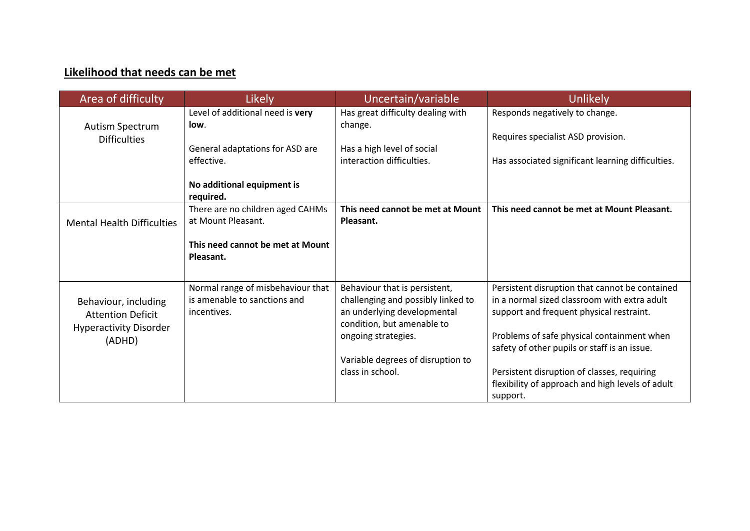## Likelihood that needs can be met

| Area of difficulty | Likely | Uncertain/variable | Unlikely |
|---|---|---|---|
| Autism Spectrum Difficulties | Level of additional need is **very low**.<br><br>General adaptations for ASD are effective.<br><br>**No additional equipment is required.** | Has great difficulty dealing with change.<br><br>Has a high level of social interaction difficulties. | Responds negatively to change.<br><br>Requires specialist ASD provision.<br><br>Has associated significant learning difficulties. |
| Mental Health Difficulties | There are no children aged CAHMs at Mount Pleasant.<br><br>**This need cannot be met at Mount Pleasant.** | **This need cannot be met at Mount Pleasant.** | **This need cannot be met at Mount Pleasant.** |
| Behaviour, including Attention Deficit Hyperactivity Disorder (ADHD) | Normal range of misbehaviour that is amenable to sanctions and incentives. | Behaviour that is persistent, challenging and possibly linked to an underlying developmental condition, but amenable to ongoing strategies.<br><br>Variable degrees of disruption to class in school. | Persistent disruption that cannot be contained in a normal sized classroom with extra adult support and frequent physical restraint.<br><br>Problems of safe physical containment when safety of other pupils or staff is an issue.<br><br>Persistent disruption of classes, requiring flexibility of approach and high levels of adult support. |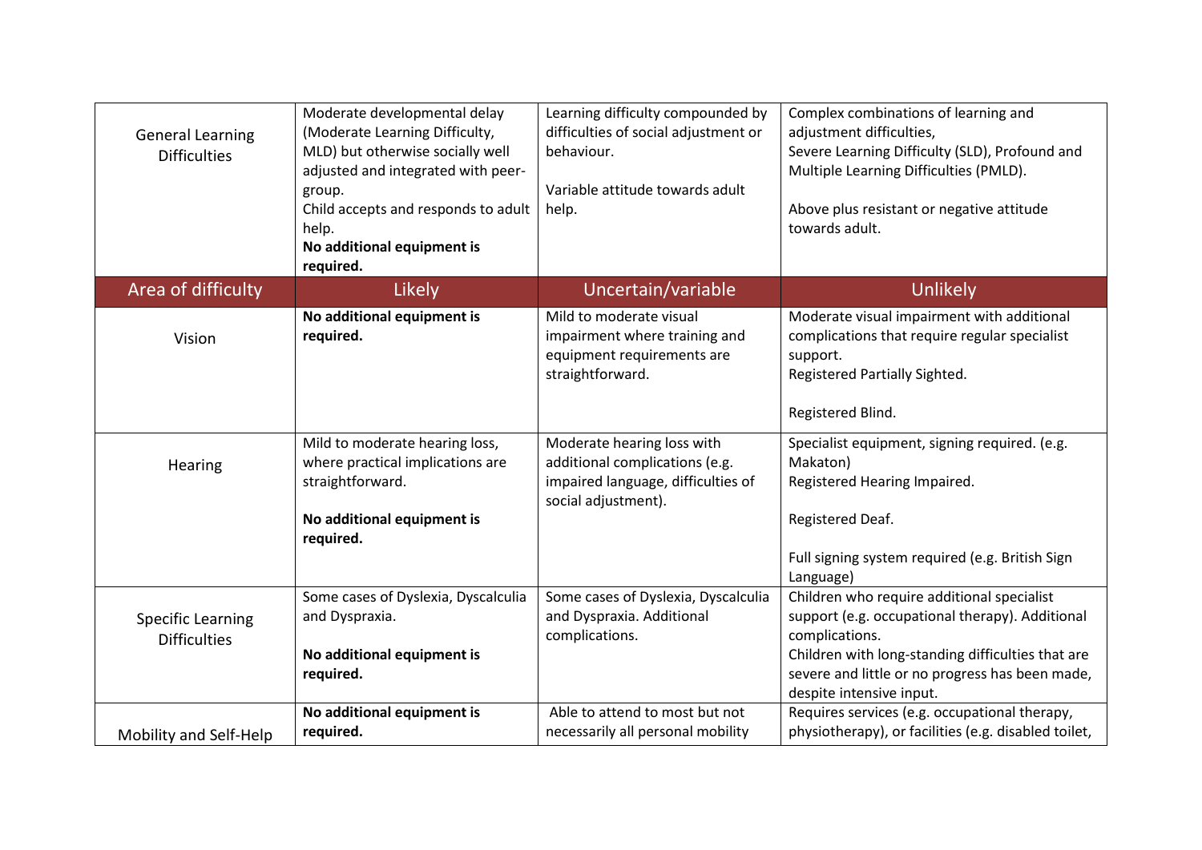| General Learning Difficulties | Moderate developmental delay (Moderate Learning Difficulty, MLD) but otherwise socially well adjusted and integrated with peer-group.<br>Child accepts and responds to adult help.<br>**No additional equipment is required.** | Learning difficulty compounded by difficulties of social adjustment or behaviour.<br><br>Variable attitude towards adult help. | Complex combinations of learning and adjustment difficulties,<br>Severe Learning Difficulty (SLD), Profound and Multiple Learning Difficulties (PMLD).<br><br>Above plus resistant or negative attitude towards adult. |
|---|---|---|---|
| **Area of difficulty** | **Likely** | **Uncertain/variable** | **Unlikely** |
| Vision | **No additional equipment is required.** | Mild to moderate visual impairment where training and equipment requirements are straightforward. | Moderate visual impairment with additional complications that require regular specialist support.<br>Registered Partially Sighted.<br><br>Registered Blind. |
| Hearing | Mild to moderate hearing loss, where practical implications are straightforward.<br><br>**No additional equipment is required.** | Moderate hearing loss with additional complications (e.g. impaired language, difficulties of social adjustment). | Specialist equipment, signing required. (e.g. Makaton)<br>Registered Hearing Impaired.<br><br>Registered Deaf.<br><br>Full signing system required (e.g. British Sign Language) |
| Specific Learning Difficulties | Some cases of Dyslexia, Dyscalculia and Dyspraxia.<br><br>**No additional equipment is required.** | Some cases of Dyslexia, Dyscalculia and Dyspraxia. Additional complications. | Children who require additional specialist support (e.g. occupational therapy). Additional complications.<br>Children with long-standing difficulties that are severe and little or no progress has been made, despite intensive input. |
| Mobility and Self-Help | **No additional equipment is required.** | Able to attend to most but not necessarily all personal mobility | Requires services (e.g. occupational therapy, physiotherapy), or facilities (e.g. disabled toilet, |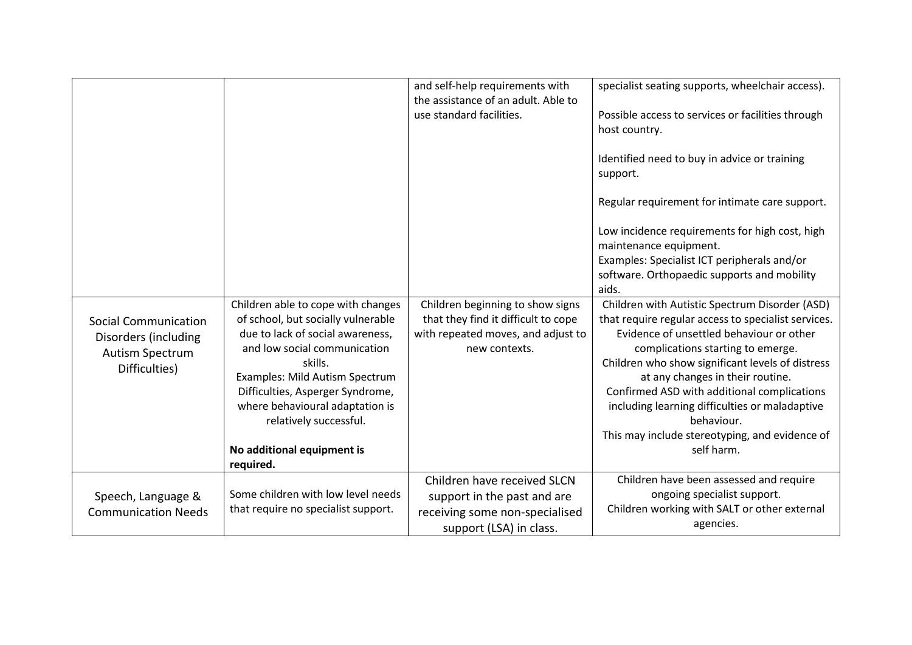| | | | |
|---|---|---|---|
| | | and self-help requirements with the assistance of an adult. Able to use standard facilities. | specialist seating supports, wheelchair access).<br><br>Possible access to services or facilities through host country.<br><br>Identified need to buy in advice or training support.<br><br>Regular requirement for intimate care support.<br><br>Low incidence requirements for high cost, high maintenance equipment.<br>Examples: Specialist ICT peripherals and/or software. Orthopaedic supports and mobility aids. |
| Social Communication Disorders (including Autism Spectrum Difficulties) | Children able to cope with changes of school, but socially vulnerable due to lack of social awareness, and low social communication skills.<br>Examples: Mild Autism Spectrum Difficulties, Asperger Syndrome, where behavioural adaptation is relatively successful.<br><br>**No additional equipment is required.** | Children beginning to show signs that they find it difficult to cope with repeated moves, and adjust to new contexts. | Children with Autistic Spectrum Disorder (ASD) that require regular access to specialist services.<br>Evidence of unsettled behaviour or other complications starting to emerge.<br>Children who show significant levels of distress at any changes in their routine.<br>Confirmed ASD with additional complications including learning difficulties or maladaptive behaviour.<br>This may include stereotyping, and evidence of self harm. |
| Speech, Language & Communication Needs | Some children with low level needs that require no specialist support. | Children have received SLCN support in the past and are receiving some non-specialised support (LSA) in class. | Children have been assessed and require ongoing specialist support.<br>Children working with SALT or other external agencies. |